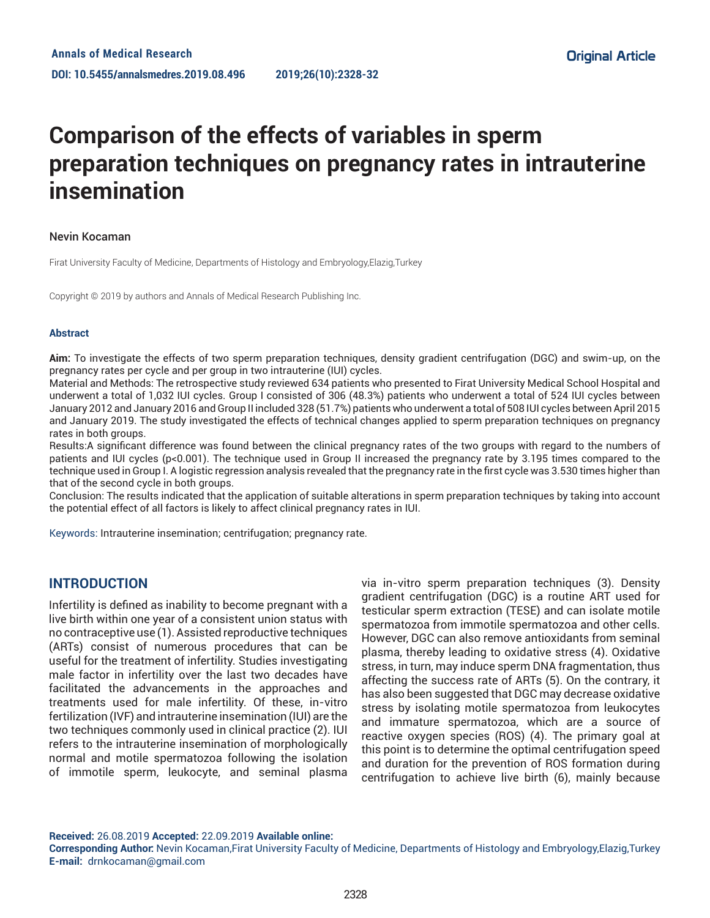Original Article

# Comparison of the effects of variables in sperm preparation techniques on pregnancy rates in intrauterine insemination

Nevin Kocaman

Firat University Faculty of Medicine, Departments of Histology and Embryology,Elazig,Turkey

Copyright © 2019 by authors and Annals of Medical Research Publishing Inc.

### Abstract

**Aim:** To investigate the effects of two sperm preparation techniques, density gradient centrifugation (DGC) and swim-up, on the pregnancy rates per cycle and per group in two intrauterine (IUI) cycles.

Material and Methods: The retrospective study reviewed 634 patients who presented to Firat University Medical School Hospital and underwent a total of 1,032 IUI cycles. Group I consisted of 306 (48.3%) patients who underwent a total of 524 IUI cycles between January 2012 and January 2016 and Group II included 328 (51.7%) patients who underwent a total of 508 IUI cycles between April 2015 and January 2019. The study investigated the effects of technical changes applied to sperm preparation techniques on pregnancy rates in both groups.

Results:A significant difference was found between the clinical pregnancy rates of the two groups with regard to the numbers of patients and IUI cycles ($p<0.001$). The technique used in Group II increased the pregnancy rate by 3.195 times compared to the technique used in Group I. A logistic regression analysis revealed that the pregnancy rate in the first cycle was 3.530 times higher than that of the second cycle in both groups.

Conclusion: The results indicated that the application of suitable alterations in sperm preparation techniques by taking into account the potential effect of all factors is likely to affect clinical pregnancy rates in IUI.

Keywords: Intrauterine insemination; centrifugation; pregnancy rate.

## INTRODUCTION

Infertility is defined as inability to become pregnant with a live birth within one year of a consistent union status with no contraceptive use (1). Assisted reproductive techniques (ARTs) consist of numerous procedures that can be useful for the treatment of infertility. Studies investigating male factor in infertility over the last two decades have facilitated the advancements in the approaches and treatments used for male infertility. Of these, in-vitro fertilization (IVF) and intrauterine insemination (IUI) are the two techniques commonly used in clinical practice (2). IUI refers to the intrauterine insemination of morphologically normal and motile spermatozoa following the isolation of immotile sperm, leukocyte, and seminal plasma via in-vitro sperm preparation techniques (3). Density gradient centrifugation (DGC) is a routine ART used for testicular sperm extraction (TESE) and can isolate motile spermatozoa from immotile spermatozoa and other cells. However, DGC can also remove antioxidants from seminal plasma, thereby leading to oxidative stress (4). Oxidative stress, in turn, may induce sperm DNA fragmentation, thus affecting the success rate of ARTs (5). On the contrary, it has also been suggested that DGC may decrease oxidative stress by isolating motile spermatozoa from leukocytes and immature spermatozoa, which are a source of reactive oxygen species (ROS) (4). The primary goal at this point is to determine the optimal centrifugation speed and duration for the prevention of ROS formation during centrifugation to achieve live birth (6), mainly because

**Received:** 26.08.2019 **Accepted:** 22.09.2019 **Available online:**
**Corresponding Author:** Nevin Kocaman,Firat University Faculty of Medicine, Departments of Histology and Embryology,Elazig,Turkey
**E-mail:** drnkocaman@gmail.com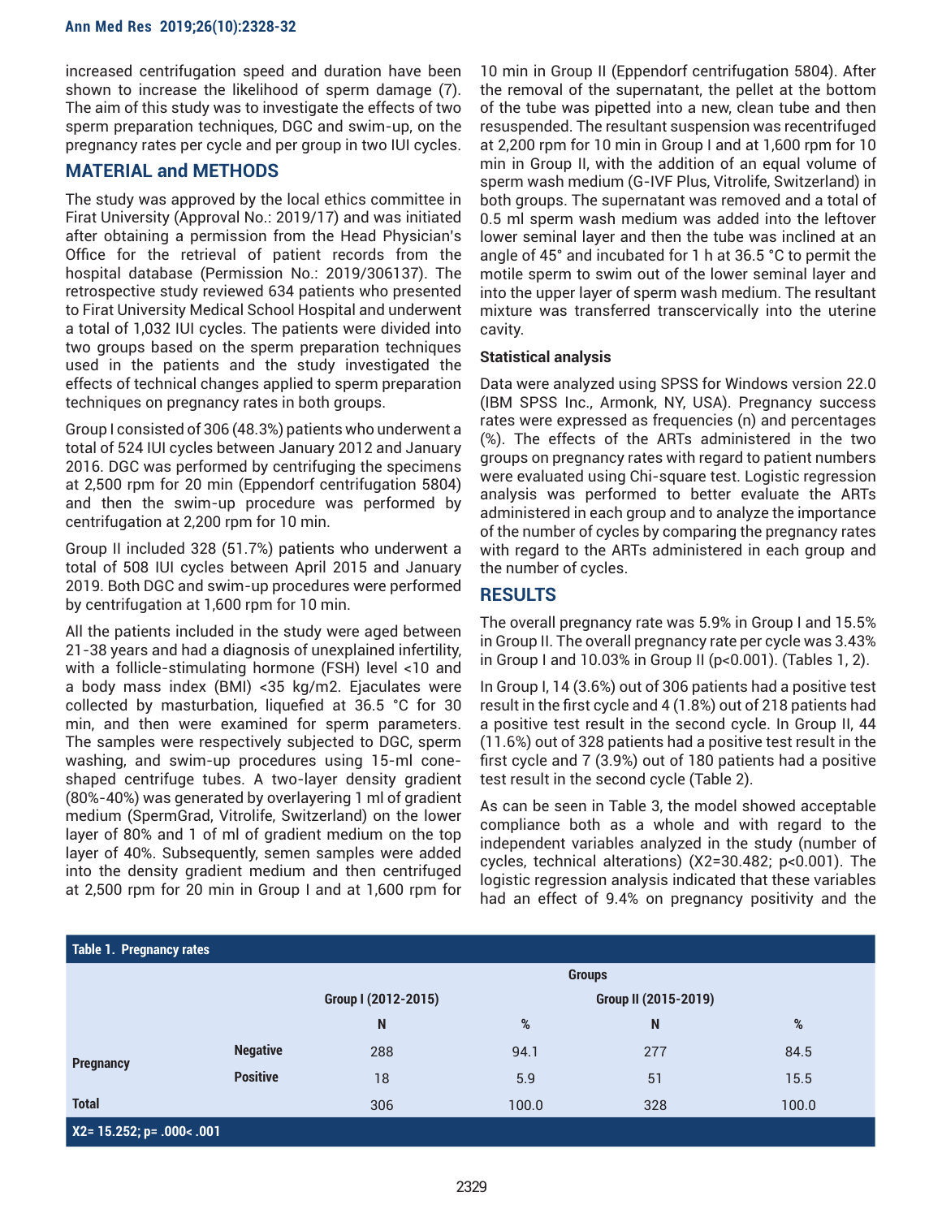increased centrifugation speed and duration have been shown to increase the likelihood of sperm damage (7). The aim of this study was to investigate the effects of two sperm preparation techniques, DGC and swim-up, on the pregnancy rates per cycle and per group in two IUI cycles.

## MATERIAL and METHODS

The study was approved by the local ethics committee in Firat University (Approval No.: 2019/17) and was initiated after obtaining a permission from the Head Physician's Office for the retrieval of patient records from the hospital database (Permission No.: 2019/306137). The retrospective study reviewed 634 patients who presented to Firat University Medical School Hospital and underwent a total of 1,032 IUI cycles. The patients were divided into two groups based on the sperm preparation techniques used in the patients and the study investigated the effects of technical changes applied to sperm preparation techniques on pregnancy rates in both groups.

Group I consisted of 306 (48.3%) patients who underwent a total of 524 IUI cycles between January 2012 and January 2016. DGC was performed by centrifuging the specimens at 2,500 rpm for 20 min (Eppendorf centrifugation 5804) and then the swim-up procedure was performed by centrifugation at 2,200 rpm for 10 min.

Group II included 328 (51.7%) patients who underwent a total of 508 IUI cycles between April 2015 and January 2019. Both DGC and swim-up procedures were performed by centrifugation at 1,600 rpm for 10 min.

All the patients included in the study were aged between 21-38 years and had a diagnosis of unexplained infertility, with a follicle-stimulating hormone (FSH) level <10 and a body mass index (BMI) <35 kg/m2. Ejaculates were collected by masturbation, liquefied at 36.5 °C for 30 min, and then were examined for sperm parameters. The samples were respectively subjected to DGC, sperm washing, and swim-up procedures using 15-ml cone-shaped centrifuge tubes. A two-layer density gradient (80%-40%) was generated by overlayering 1 ml of gradient medium (SpermGrad, Vitrolife, Switzerland) on the lower layer of 80% and 1 of ml of gradient medium on the top layer of 40%. Subsequently, semen samples were added into the density gradient medium and then centrifuged at 2,500 rpm for 20 min in Group I and at 1,600 rpm for 10 min in Group II (Eppendorf centrifugation 5804). After the removal of the supernatant, the pellet at the bottom of the tube was pipetted into a new, clean tube and then resuspended. The resultant suspension was recentrifuged at 2,200 rpm for 10 min in Group I and at 1,600 rpm for 10 min in Group II, with the addition of an equal volume of sperm wash medium (G-IVF Plus, Vitrolife, Switzerland) in both groups. The supernatant was removed and a total of 0.5 ml sperm wash medium was added into the leftover lower seminal layer and then the tube was inclined at an angle of 45° and incubated for 1 h at 36.5 °C to permit the motile sperm to swim out of the lower seminal layer and into the upper layer of sperm wash medium. The resultant mixture was transferred transcervically into the uterine cavity.

### Statistical analysis

Data were analyzed using SPSS for Windows version 22.0 (IBM SPSS Inc., Armonk, NY, USA). Pregnancy success rates were expressed as frequencies (n) and percentages (%). The effects of the ARTs administered in the two groups on pregnancy rates with regard to patient numbers were evaluated using Chi-square test. Logistic regression analysis was performed to better evaluate the ARTs administered in each group and to analyze the importance of the number of cycles by comparing the pregnancy rates with regard to the ARTs administered in each group and the number of cycles.

## RESULTS

The overall pregnancy rate was 5.9% in Group I and 15.5% in Group II. The overall pregnancy rate per cycle was 3.43% in Group I and 10.03% in Group II ($p<0.001$). (Tables 1, 2).

In Group I, 14 (3.6%) out of 306 patients had a positive test result in the first cycle and 4 (1.8%) out of 218 patients had a positive test result in the second cycle. In Group II, 44 (11.6%) out of 328 patients had a positive test result in the first cycle and 7 (3.9%) out of 180 patients had a positive test result in the second cycle (Table 2).

As can be seen in Table 3, the model showed acceptable compliance both as a whole and with regard to the independent variables analyzed in the study (number of cycles, technical alterations) ($X2=30.482$; $p<0.001$). The logistic regression analysis indicated that these variables had an effect of 9.4% on pregnancy positivity and the

**Table 1. Pregnancy rates**

| | | Groups | | | |
|---|---|---|---|---|---|
| | | Group I (2012-2015) | | Group II (2015-2019) | |
| | | N | % | N | % |
| Pregnancy | Negative | 288 | 94.1 | 277 | 84.5 |
| | Positive | 18 | 5.9 | 51 | 15.5 |
| Total | | 306 | 100.0 | 328 | 100.0 |

X2= 15.252; p= .000< .001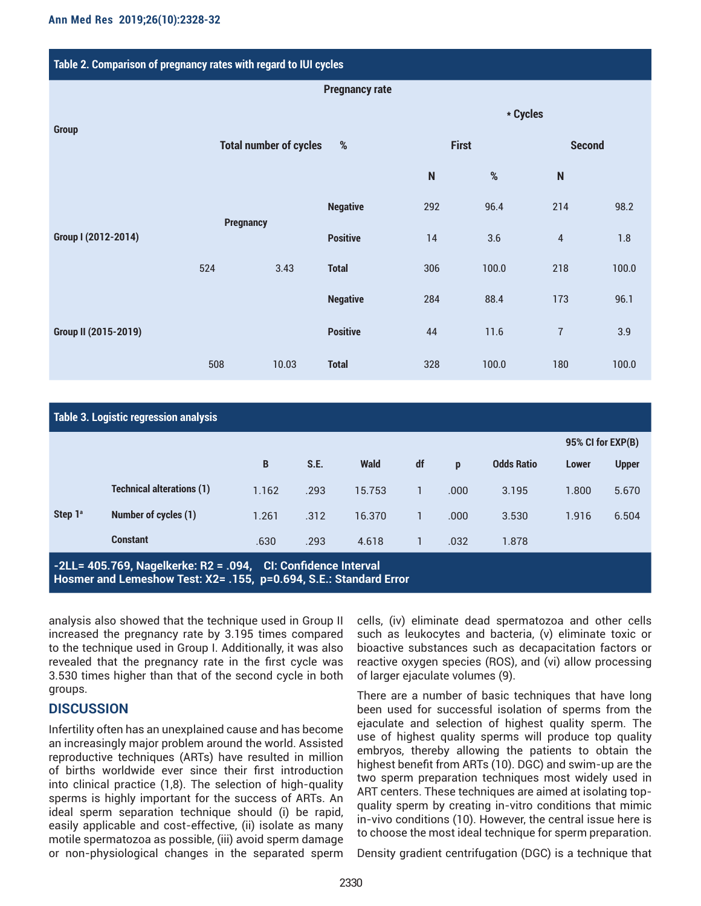**Table 2. Comparison of pregnancy rates with regard to IUI cycles**

| Group | Total number of cycles | % | Pregnancy | First N | First % | Second N | Second % |
|---|---|---|---|---|---|---|---|
| Group I (2012-2014) | 524 | 3.43 | Negative | 292 | 96.4 | 214 | 98.2 |
| | | | Positive | 14 | 3.6 | 4 | 1.8 |
| | | | Total | 306 | 100.0 | 218 | 100.0 |
| Group II (2015-2019) | 508 | 10.03 | Negative | 284 | 88.4 | 173 | 96.1 |
| | | | Positive | 44 | 11.6 | 7 | 3.9 |
| | | | Total | 328 | 100.0 | 180 | 100.0 |

Pregnancy rate; * Cycles

**Table 3. Logistic regression analysis**

| | | B | S.E. | Wald | df | p | Odds Ratio | 95% CI for EXP(B) Lower | 95% CI for EXP(B) Upper |
|---|---|---|---|---|---|---|---|---|---|
| Step 1[a] | Technical alterations (1) | 1.162 | .293 | 15.753 | 1 | .000 | 3.195 | 1.800 | 5.670 |
| | Number of cycles (1) | 1.261 | .312 | 16.370 | 1 | .000 | 3.530 | 1.916 | 6.504 |
| | Constant | .630 | .293 | 4.618 | 1 | .032 | 1.878 | | |

-2LL= 405.769, Nagelkerke: $R^2$ = .094, CI: Confidence Interval
Hosmer and Lemeshow Test: $X^2$= .155, p=0.694, S.E.: Standard Error

analysis also showed that the technique used in Group II increased the pregnancy rate by 3.195 times compared to the technique used in Group I. Additionally, it was also revealed that the pregnancy rate in the first cycle was 3.530 times higher than that of the second cycle in both groups.

## DISCUSSION

Infertility often has an unexplained cause and has become an increasingly major problem around the world. Assisted reproductive techniques (ARTs) have resulted in million of births worldwide ever since their first introduction into clinical practice (1,8). The selection of high-quality sperms is highly important for the success of ARTs. An ideal sperm separation technique should (i) be rapid, easily applicable and cost-effective, (ii) isolate as many motile spermatozoa as possible, (iii) avoid sperm damage or non-physiological changes in the separated sperm cells, (iv) eliminate dead spermatozoa and other cells such as leukocytes and bacteria, (v) eliminate toxic or bioactive substances such as decapacitation factors or reactive oxygen species (ROS), and (vi) allow processing of larger ejaculate volumes (9).

There are a number of basic techniques that have long been used for successful isolation of sperms from the ejaculate and selection of highest quality sperm. The use of highest quality sperms will produce top quality embryos, thereby allowing the patients to obtain the highest benefit from ARTs (10). DGC) and swim-up are the two sperm preparation techniques most widely used in ART centers. These techniques are aimed at isolating top-quality sperm by creating in-vitro conditions that mimic in-vivo conditions (10). However, the central issue here is to choose the most ideal technique for sperm preparation.

Density gradient centrifugation (DGC) is a technique that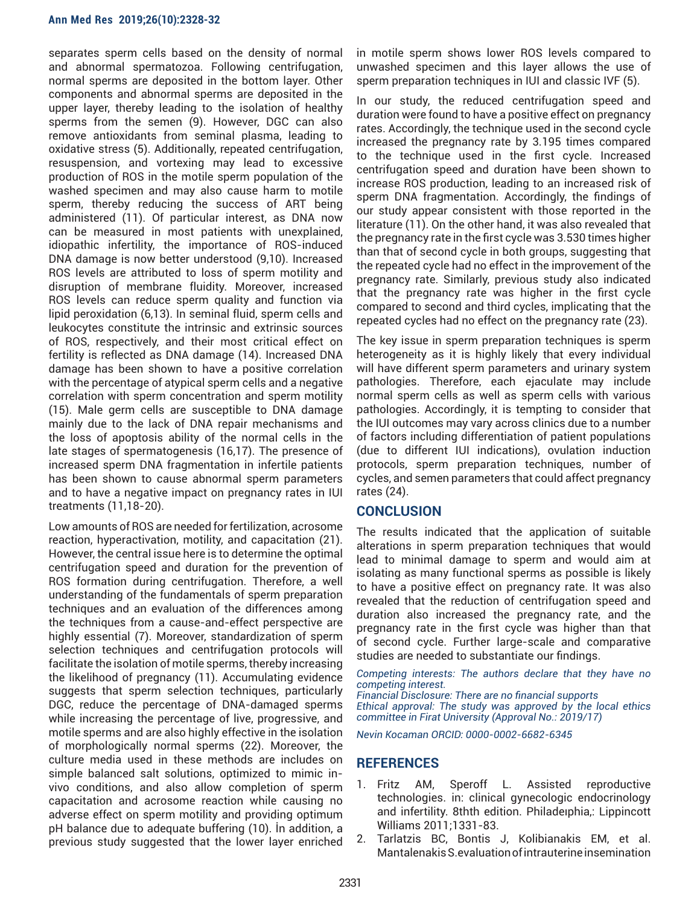separates sperm cells based on the density of normal and abnormal spermatozoa. Following centrifugation, normal sperms are deposited in the bottom layer. Other components and abnormal sperms are deposited in the upper layer, thereby leading to the isolation of healthy sperms from the semen (9). However, DGC can also remove antioxidants from seminal plasma, leading to oxidative stress (5). Additionally, repeated centrifugation, resuspension, and vortexing may lead to excessive production of ROS in the motile sperm population of the washed specimen and may also cause harm to motile sperm, thereby reducing the success of ART being administered (11). Of particular interest, as DNA now can be measured in most patients with unexplained, idiopathic infertility, the importance of ROS-induced DNA damage is now better understood (9,10). Increased ROS levels are attributed to loss of sperm motility and disruption of membrane fluidity. Moreover, increased ROS levels can reduce sperm quality and function via lipid peroxidation (6,13). In seminal fluid, sperm cells and leukocytes constitute the intrinsic and extrinsic sources of ROS, respectively, and their most critical effect on fertility is reflected as DNA damage (14). Increased DNA damage has been shown to have a positive correlation with the percentage of atypical sperm cells and a negative correlation with sperm concentration and sperm motility (15). Male germ cells are susceptible to DNA damage mainly due to the lack of DNA repair mechanisms and the loss of apoptosis ability of the normal cells in the late stages of spermatogenesis (16,17). The presence of increased sperm DNA fragmentation in infertile patients has been shown to cause abnormal sperm parameters and to have a negative impact on pregnancy rates in IUI treatments (11,18-20).

Low amounts of ROS are needed for fertilization, acrosome reaction, hyperactivation, motility, and capacitation (21). However, the central issue here is to determine the optimal centrifugation speed and duration for the prevention of ROS formation during centrifugation. Therefore, a well understanding of the fundamentals of sperm preparation techniques and an evaluation of the differences among the techniques from a cause-and-effect perspective are highly essential (7). Moreover, standardization of sperm selection techniques and centrifugation protocols will facilitate the isolation of motile sperms, thereby increasing the likelihood of pregnancy (11). Accumulating evidence suggests that sperm selection techniques, particularly DGC, reduce the percentage of DNA-damaged sperms while increasing the percentage of live, progressive, and motile sperms and are also highly effective in the isolation of morphologically normal sperms (22). Moreover, the culture media used in these methods are includes on simple balanced salt solutions, optimized to mimic in-vivo conditions, and also allow completion of sperm capacitation and acrosome reaction while causing no adverse effect on sperm motility and providing optimum pH balance due to adequate buffering (10). İn addition, a previous study suggested that the lower layer enriched in motile sperm shows lower ROS levels compared to unwashed specimen and this layer allows the use of sperm preparation techniques in IUI and classic IVF (5).

In our study, the reduced centrifugation speed and duration were found to have a positive effect on pregnancy rates. Accordingly, the technique used in the second cycle increased the pregnancy rate by 3.195 times compared to the technique used in the first cycle. Increased centrifugation speed and duration have been shown to increase ROS production, leading to an increased risk of sperm DNA fragmentation. Accordingly, the findings of our study appear consistent with those reported in the literature (11). On the other hand, it was also revealed that the pregnancy rate in the first cycle was 3.530 times higher than that of second cycle in both groups, suggesting that the repeated cycle had no effect in the improvement of the pregnancy rate. Similarly, previous study also indicated that the pregnancy rate was higher in the first cycle compared to second and third cycles, implicating that the repeated cycles had no effect on the pregnancy rate (23).

The key issue in sperm preparation techniques is sperm heterogeneity as it is highly likely that every individual will have different sperm parameters and urinary system pathologies. Therefore, each ejaculate may include normal sperm cells as well as sperm cells with various pathologies. Accordingly, it is tempting to consider that the IUI outcomes may vary across clinics due to a number of factors including differentiation of patient populations (due to different IUI indications), ovulation induction protocols, sperm preparation techniques, number of cycles, and semen parameters that could affect pregnancy rates (24).

## CONCLUSION

The results indicated that the application of suitable alterations in sperm preparation techniques that would lead to minimal damage to sperm and would aim at isolating as many functional sperms as possible is likely to have a positive effect on pregnancy rate. It was also revealed that the reduction of centrifugation speed and duration also increased the pregnancy rate, and the pregnancy rate in the first cycle was higher than that of second cycle. Further large-scale and comparative studies are needed to substantiate our findings.

*Competing interests: The authors declare that they have no competing interest.*
*Financial Disclosure: There are no financial supports*
*Ethical approval: The study was approved by the local ethics committee in Firat University (Approval No.: 2019/17)*

*Nevin Kocaman ORCID: 0000-0002-6682-6345*

## REFERENCES

1. Fritz AM, Speroff L. Assisted reproductive technologies. in: clinical gynecologic endocrinology and infertility. 8thth edition. Philadeıphia,: Lippincott Williams 2011;1331-83.
2. Tarlatzis BC, Bontis J, Kolibianakis EM, et al. Mantalenakis S.evaluation of intrauterine insemination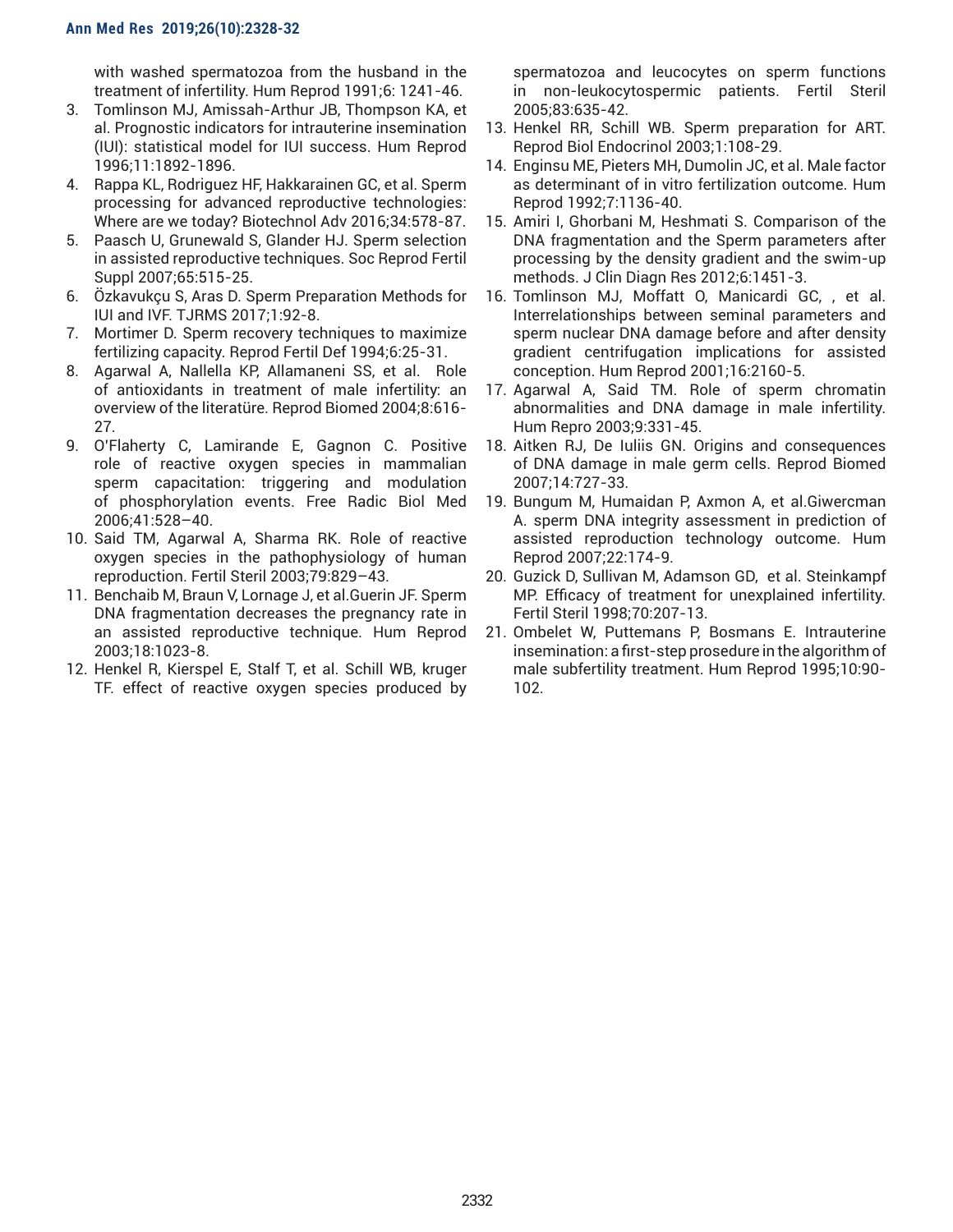with washed spermatozoa from the husband in the treatment of infertility. Hum Reprod 1991;6: 1241-46.

3. Tomlinson MJ, Amissah-Arthur JB, Thompson KA, et al. Prognostic indicators for intrauterine insemination (IUI): statistical model for IUI success. Hum Reprod 1996;11:1892-1896.
4. Rappa KL, Rodriguez HF, Hakkarainen GC, et al. Sperm processing for advanced reproductive technologies: Where are we today? Biotechnol Adv 2016;34:578-87.
5. Paasch U, Grunewald S, Glander HJ. Sperm selection in assisted reproductive techniques. Soc Reprod Fertil Suppl 2007;65:515-25.
6. Özkavukçu S, Aras D. Sperm Preparation Methods for IUI and IVF. TJRMS 2017;1:92-8.
7. Mortimer D. Sperm recovery techniques to maximize fertilizing capacity. Reprod Fertil Def 1994;6:25-31.
8. Agarwal A, Nallella KP, Allamaneni SS, et al. Role of antioxidants in treatment of male infertility: an overview of the literatüre. Reprod Biomed 2004;8:616-27.
9. O'Flaherty C, Lamirande E, Gagnon C. Positive role of reactive oxygen species in mammalian sperm capacitation: triggering and modulation of phosphorylation events. Free Radic Biol Med 2006;41:528–40.
10. Said TM, Agarwal A, Sharma RK. Role of reactive oxygen species in the pathophysiology of human reproduction. Fertil Steril 2003;79:829–43.
11. Benchaib M, Braun V, Lornage J, et al.Guerin JF. Sperm DNA fragmentation decreases the pregnancy rate in an assisted reproductive technique. Hum Reprod 2003;18:1023-8.
12. Henkel R, Kierspel E, Stalf T, et al. Schill WB, kruger TF. effect of reactive oxygen species produced by spermatozoa and leucocytes on sperm functions in non-leukocytospermic patients. Fertil Steril 2005;83:635-42.
13. Henkel RR, Schill WB. Sperm preparation for ART. Reprod Biol Endocrinol 2003;1:108-29.
14. Enginsu ME, Pieters MH, Dumolin JC, et al. Male factor as determinant of in vitro fertilization outcome. Hum Reprod 1992;7:1136-40.
15. Amiri I, Ghorbani M, Heshmati S. Comparison of the DNA fragmentation and the Sperm parameters after processing by the density gradient and the swim-up methods. J Clin Diagn Res 2012;6:1451-3.
16. Tomlinson MJ, Moffatt O, Manicardi GC, , et al. Interrelationships between seminal parameters and sperm nuclear DNA damage before and after density gradient centrifugation implications for assisted conception. Hum Reprod 2001;16:2160-5.
17. Agarwal A, Said TM. Role of sperm chromatin abnormalities and DNA damage in male infertility. Hum Repro 2003;9:331-45.
18. Aitken RJ, De Iuliis GN. Origins and consequences of DNA damage in male germ cells. Reprod Biomed 2007;14:727-33.
19. Bungum M, Humaidan P, Axmon A, et al.Giwercman A. sperm DNA integrity assessment in prediction of assisted reproduction technology outcome. Hum Reprod 2007;22:174-9.
20. Guzick D, Sullivan M, Adamson GD, et al. Steinkampf MP. Efficacy of treatment for unexplained infertility. Fertil Steril 1998;70:207-13.
21. Ombelet W, Puttemans P, Bosmans E. Intrauterine insemination: a first-step prosedure in the algorithm of male subfertility treatment. Hum Reprod 1995;10:90-102.